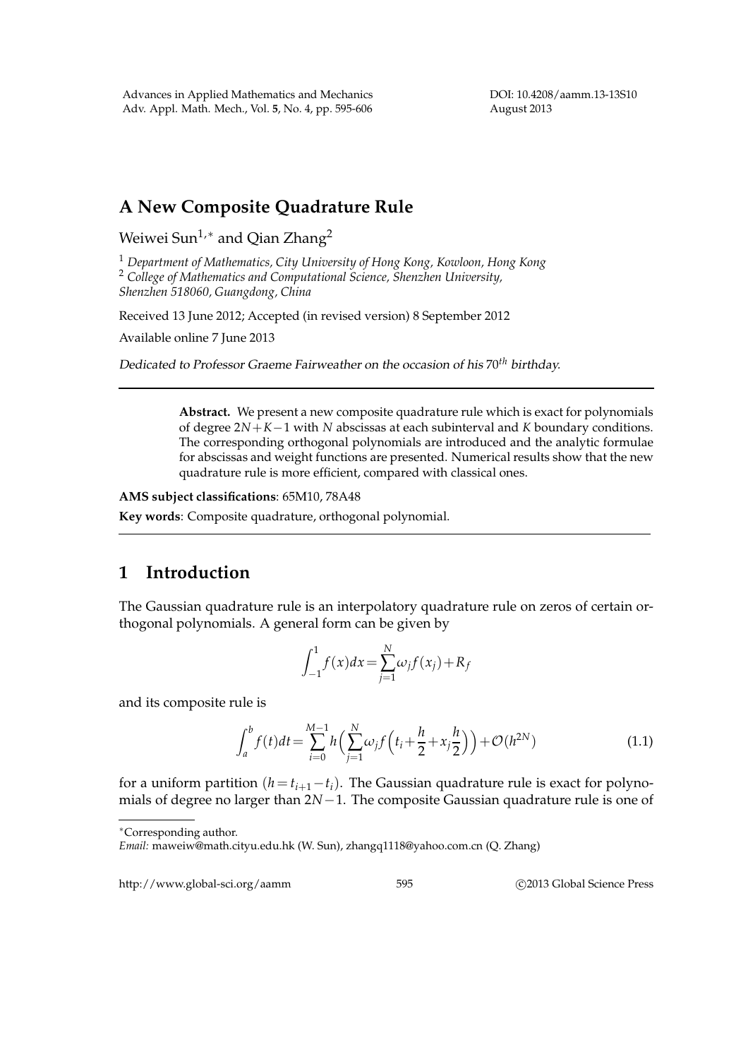# A New Composite Quadrature Rule

Weiwei Sun[1,*] and Qian Zhang[2]

[1] *Department of Mathematics, City University of Hong Kong, Kowloon, Hong Kong*
[2] *College of Mathematics and Computational Science, Shenzhen University, Shenzhen 518060, Guangdong, China*

Received 13 June 2012; Accepted (in revised version) 8 September 2012

Available online 7 June 2013

*Dedicated to Professor Graeme Fairweather on the occasion of his $70^{th}$ birthday.*

---

> **Abstract.** We present a new composite quadrature rule which is exact for polynomials of degree $2N+K-1$ with $N$ abscissas at each subinterval and $K$ boundary conditions. The corresponding orthogonal polynomials are introduced and the analytic formulae for abscissas and weight functions are presented. Numerical results show that the new quadrature rule is more efficient, compared with classical ones.

**AMS subject classifications**: 65M10, 78A48

**Key words**: Composite quadrature, orthogonal polynomial.

---

## 1 Introduction

The Gaussian quadrature rule is an interpolatory quadrature rule on zeros of certain orthogonal polynomials. A general form can be given by

$$\int_{-1}^{1} f(x)dx = \sum_{j=1}^{N} \omega_j f(x_j) + R_f$$

and its composite rule is

$$\int_a^b f(t)dt = \sum_{i=0}^{M-1} h\Big(\sum_{j=1}^{N} \omega_j f\Big(t_i + \frac{h}{2} + x_j \frac{h}{2}\Big)\Big) + \mathcal{O}(h^{2N}) \tag{1.1}$$

for a uniform partition ($h = t_{i+1} - t_i$). The Gaussian quadrature rule is exact for polynomials of degree no larger than $2N-1$. The composite Gaussian quadrature rule is one of

---

*Corresponding author.
*Email:* maweiw@math.cityu.edu.hk (W. Sun), zhangq1118@yahoo.com.cn (Q. Zhang)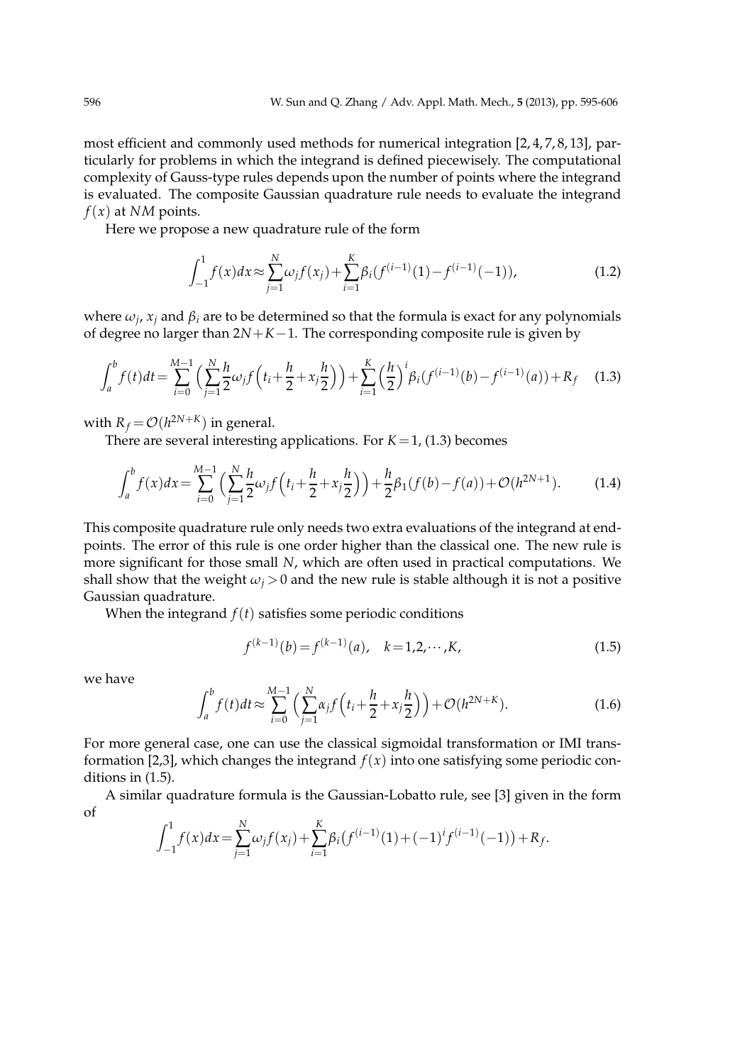most efficient and commonly used methods for numerical integration [2, 4, 7, 8, 13], particularly for problems in which the integrand is defined piecewisely. The computational complexity of Gauss-type rules depends upon the number of points where the integrand is evaluated. The composite Gaussian quadrature rule needs to evaluate the integrand $f(x)$ at $NM$ points.

Here we propose a new quadrature rule of the form

$$\int_{-1}^{1} f(x)dx \approx \sum_{j=1}^{N} \omega_j f(x_j) + \sum_{i=1}^{K} \beta_i \big(f^{(i-1)}(1) - f^{(i-1)}(-1)\big), \tag{1.2}$$

where $\omega_j$, $x_j$ and $\beta_i$ are to be determined so that the formula is exact for any polynomials of degree no larger than $2N+K-1$. The corresponding composite rule is given by

$$\int_a^b f(t)dt = \sum_{i=0}^{M-1} \Big( \sum_{j=1}^{N} \frac{h}{2} \omega_j f\Big(t_i + \frac{h}{2} + x_j \frac{h}{2}\Big)\Big) + \sum_{i=1}^{K} \Big(\frac{h}{2}\Big)^i \beta_i \big(f^{(i-1)}(b) - f^{(i-1)}(a)\big) + R_f \tag{1.3}$$

with $R_f = \mathcal{O}(h^{2N+K})$ in general.

There are several interesting applications. For $K=1$, (1.3) becomes

$$\int_a^b f(x)dx = \sum_{i=0}^{M-1} \Big( \sum_{j=1}^{N} \frac{h}{2} \omega_j f\Big(t_i + \frac{h}{2} + x_j \frac{h}{2}\Big)\Big) + \frac{h}{2} \beta_1 \big(f(b) - f(a)\big) + \mathcal{O}(h^{2N+1}). \tag{1.4}$$

This composite quadrature rule only needs two extra evaluations of the integrand at endpoints. The error of this rule is one order higher than the classical one. The new rule is more significant for those small $N$, which are often used in practical computations. We shall show that the weight $\omega_j > 0$ and the new rule is stable although it is not a positive Gaussian quadrature.

When the integrand $f(t)$ satisfies some periodic conditions

$$f^{(k-1)}(b) = f^{(k-1)}(a), \quad k = 1, 2, \cdots, K, \tag{1.5}$$

we have

$$\int_a^b f(t)dt \approx \sum_{i=0}^{M-1} \Big( \sum_{j=1}^{N} \alpha_j f\Big(t_i + \frac{h}{2} + x_j \frac{h}{2}\Big)\Big) + \mathcal{O}(h^{2N+K}). \tag{1.6}$$

For more general case, one can use the classical sigmoidal transformation or IMI transformation [2,3], which changes the integrand $f(x)$ into one satisfying some periodic conditions in (1.5).

A similar quadrature formula is the Gaussian-Lobatto rule, see [3] given in the form of

$$\int_{-1}^{1} f(x)dx = \sum_{j=1}^{N} \omega_j f(x_j) + \sum_{i=1}^{K} \beta_i \big(f^{(i-1)}(1) + (-1)^i f^{(i-1)}(-1)\big) + R_f.$$